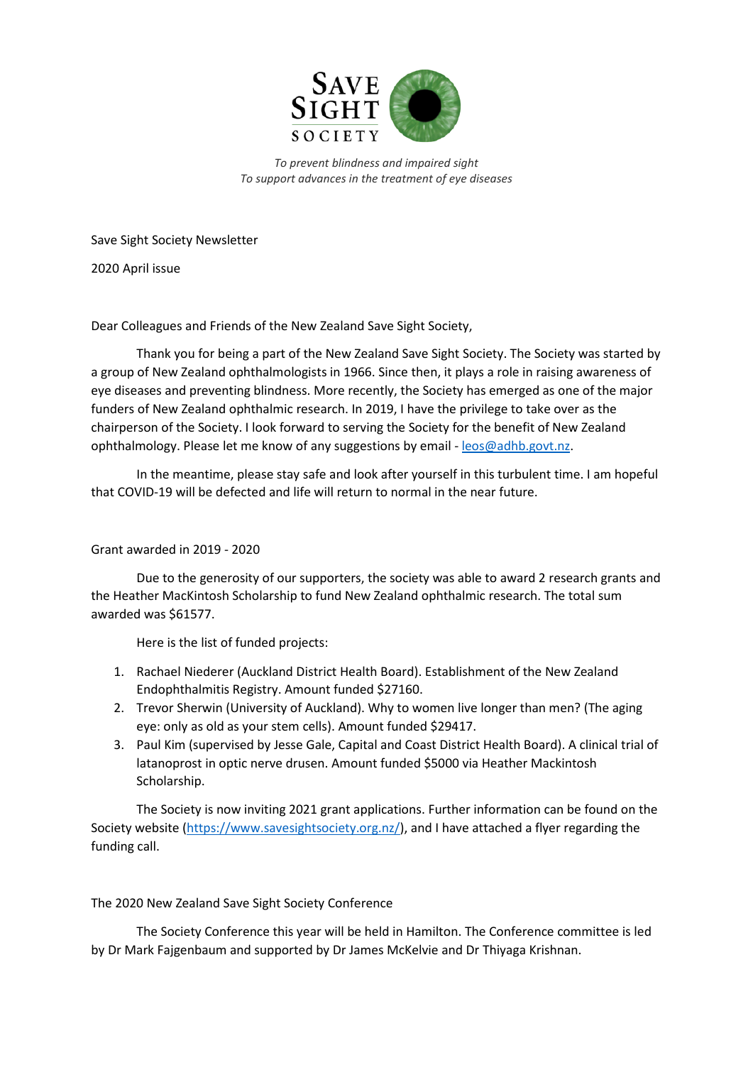SAVE SIGHT SOCIETY

*To prevent blindness and impaired sight*
*To support advances in the treatment of eye diseases*

Save Sight Society Newsletter

2020 April issue

Dear Colleagues and Friends of the New Zealand Save Sight Society,

Thank you for being a part of the New Zealand Save Sight Society. The Society was started by a group of New Zealand ophthalmologists in 1966. Since then, it plays a role in raising awareness of eye diseases and preventing blindness. More recently, the Society has emerged as one of the major funders of New Zealand ophthalmic research. In 2019, I have the privilege to take over as the chairperson of the Society. I look forward to serving the Society for the benefit of New Zealand ophthalmology. Please let me know of any suggestions by email - [leos@adhb.govt.nz](mailto:leos@adhb.govt.nz).

In the meantime, please stay safe and look after yourself in this turbulent time. I am hopeful that COVID-19 will be defected and life will return to normal in the near future.

Grant awarded in 2019 - 2020

Due to the generosity of our supporters, the society was able to award 2 research grants and the Heather MacKintosh Scholarship to fund New Zealand ophthalmic research. The total sum awarded was $61577.

Here is the list of funded projects:

1. Rachael Niederer (Auckland District Health Board). Establishment of the New Zealand Endophthalmitis Registry. Amount funded $27160.
2. Trevor Sherwin (University of Auckland). Why to women live longer than men? (The aging eye: only as old as your stem cells). Amount funded $29417.
3. Paul Kim (supervised by Jesse Gale, Capital and Coast District Health Board). A clinical trial of latanoprost in optic nerve drusen. Amount funded $5000 via Heather Mackintosh Scholarship.

The Society is now inviting 2021 grant applications. Further information can be found on the Society website ([https://www.savesightsociety.org.nz/](https://www.savesightsociety.org.nz/)), and I have attached a flyer regarding the funding call.

The 2020 New Zealand Save Sight Society Conference

The Society Conference this year will be held in Hamilton. The Conference committee is led by Dr Mark Fajgenbaum and supported by Dr James McKelvie and Dr Thiyaga Krishnan.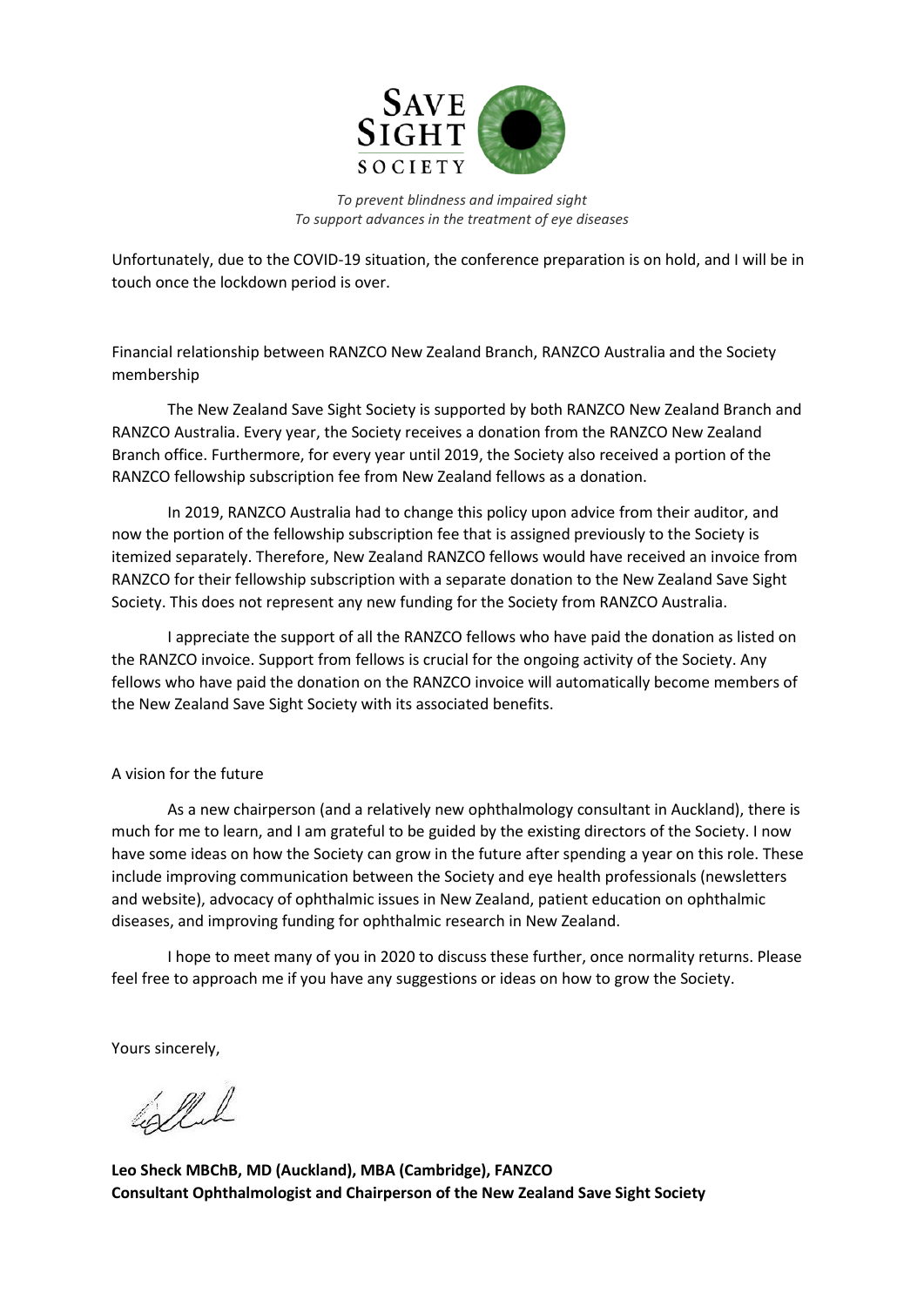**SAVE SIGHT SOCIETY**

*To prevent blindness and impaired sight*
*To support advances in the treatment of eye diseases*

Unfortunately, due to the COVID-19 situation, the conference preparation is on hold, and I will be in touch once the lockdown period is over.

Financial relationship between RANZCO New Zealand Branch, RANZCO Australia and the Society membership

The New Zealand Save Sight Society is supported by both RANZCO New Zealand Branch and RANZCO Australia. Every year, the Society receives a donation from the RANZCO New Zealand Branch office. Furthermore, for every year until 2019, the Society also received a portion of the RANZCO fellowship subscription fee from New Zealand fellows as a donation.

In 2019, RANZCO Australia had to change this policy upon advice from their auditor, and now the portion of the fellowship subscription fee that is assigned previously to the Society is itemized separately. Therefore, New Zealand RANZCO fellows would have received an invoice from RANZCO for their fellowship subscription with a separate donation to the New Zealand Save Sight Society. This does not represent any new funding for the Society from RANZCO Australia.

I appreciate the support of all the RANZCO fellows who have paid the donation as listed on the RANZCO invoice. Support from fellows is crucial for the ongoing activity of the Society. Any fellows who have paid the donation on the RANZCO invoice will automatically become members of the New Zealand Save Sight Society with its associated benefits.

A vision for the future

As a new chairperson (and a relatively new ophthalmology consultant in Auckland), there is much for me to learn, and I am grateful to be guided by the existing directors of the Society. I now have some ideas on how the Society can grow in the future after spending a year on this role. These include improving communication between the Society and eye health professionals (newsletters and website), advocacy of ophthalmic issues in New Zealand, patient education on ophthalmic diseases, and improving funding for ophthalmic research in New Zealand.

I hope to meet many of you in 2020 to discuss these further, once normality returns. Please feel free to approach me if you have any suggestions or ideas on how to grow the Society.

Yours sincerely,

**Leo Sheck MBChB, MD (Auckland), MBA (Cambridge), FANZCO**
**Consultant Ophthalmologist and Chairperson of the New Zealand Save Sight Society**